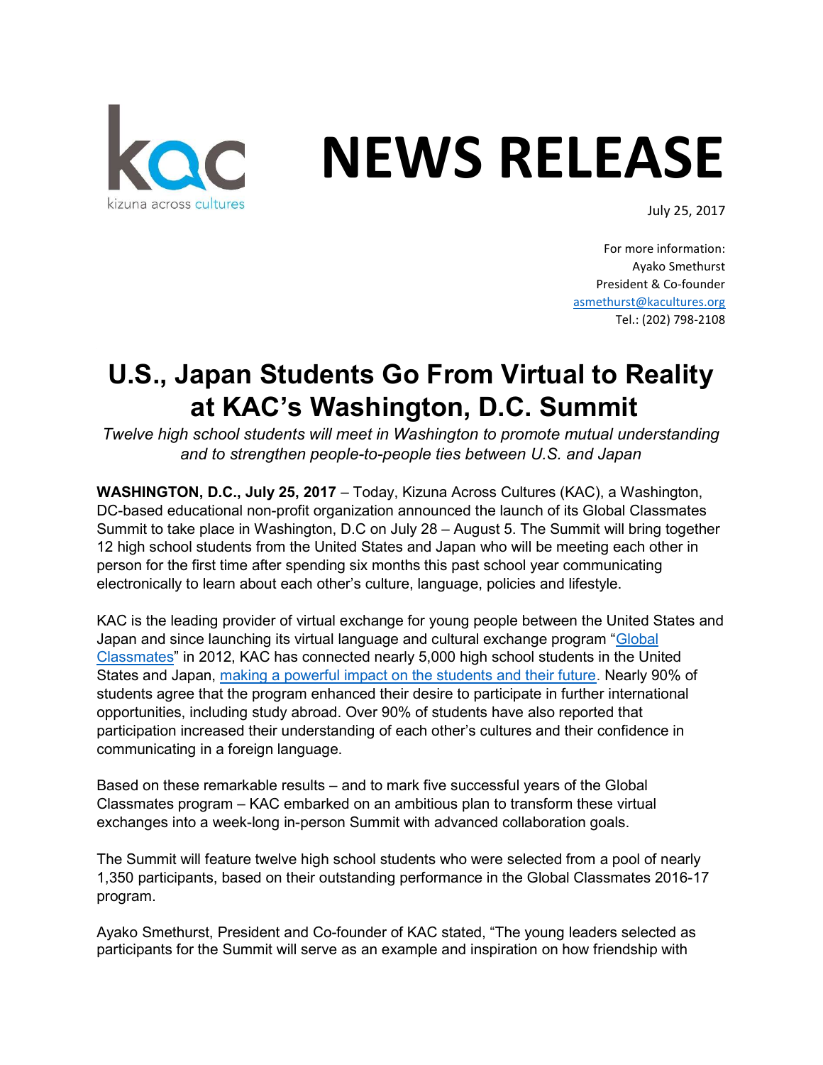kac
kizuna across cultures

# NEWS RELEASE

July 25, 2017

For more information:
Ayako Smethurst
President & Co-founder
asmethurst@kacultures.org
Tel.: (202) 798-2108

## U.S., Japan Students Go From Virtual to Reality at KAC's Washington, D.C. Summit

*Twelve high school students will meet in Washington to promote mutual understanding and to strengthen people-to-people ties between U.S. and Japan*

**WASHINGTON, D.C., July 25, 2017** – Today, Kizuna Across Cultures (KAC), a Washington, DC-based educational non-profit organization announced the launch of its Global Classmates Summit to take place in Washington, D.C on July 28 – August 5. The Summit will bring together 12 high school students from the United States and Japan who will be meeting each other in person for the first time after spending six months this past school year communicating electronically to learn about each other's culture, language, policies and lifestyle.

KAC is the leading provider of virtual exchange for young people between the United States and Japan and since launching its virtual language and cultural exchange program "Global Classmates" in 2012, KAC has connected nearly 5,000 high school students in the United States and Japan, making a powerful impact on the students and their future. Nearly 90% of students agree that the program enhanced their desire to participate in further international opportunities, including study abroad. Over 90% of students have also reported that participation increased their understanding of each other's cultures and their confidence in communicating in a foreign language.

Based on these remarkable results – and to mark five successful years of the Global Classmates program – KAC embarked on an ambitious plan to transform these virtual exchanges into a week-long in-person Summit with advanced collaboration goals.

The Summit will feature twelve high school students who were selected from a pool of nearly 1,350 participants, based on their outstanding performance in the Global Classmates 2016-17 program.

Ayako Smethurst, President and Co-founder of KAC stated, "The young leaders selected as participants for the Summit will serve as an example and inspiration on how friendship with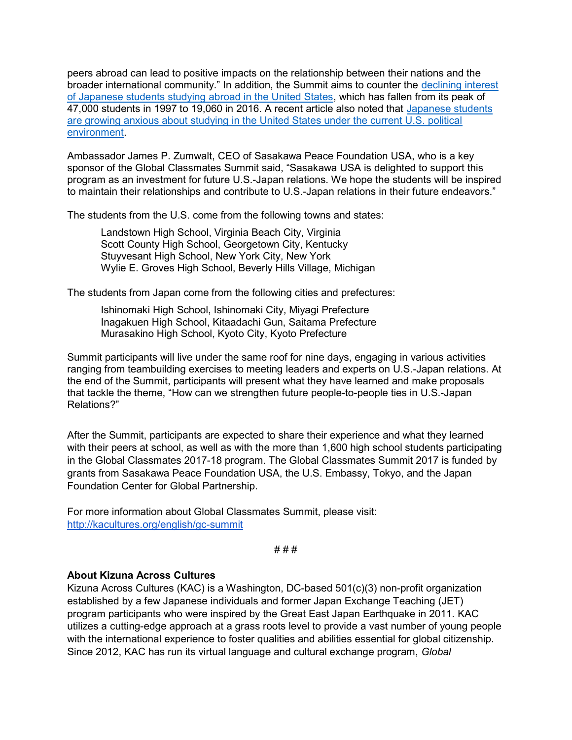peers abroad can lead to positive impacts on the relationship between their nations and the broader international community." In addition, the Summit aims to counter the declining interest of Japanese students studying abroad in the United States, which has fallen from its peak of 47,000 students in 1997 to 19,060 in 2016. A recent article also noted that Japanese students are growing anxious about studying in the United States under the current U.S. political environment.

Ambassador James P. Zumwalt, CEO of Sasakawa Peace Foundation USA, who is a key sponsor of the Global Classmates Summit said, "Sasakawa USA is delighted to support this program as an investment for future U.S.-Japan relations. We hope the students will be inspired to maintain their relationships and contribute to U.S.-Japan relations in their future endeavors."

The students from the U.S. come from the following towns and states:

> Landstown High School, Virginia Beach City, Virginia
> Scott County High School, Georgetown City, Kentucky
> Stuyvesant High School, New York City, New York
> Wylie E. Groves High School, Beverly Hills Village, Michigan

The students from Japan come from the following cities and prefectures:

> Ishinomaki High School, Ishinomaki City, Miyagi Prefecture
> Inagakuen High School, Kitaadachi Gun, Saitama Prefecture
> Murasakino High School, Kyoto City, Kyoto Prefecture

Summit participants will live under the same roof for nine days, engaging in various activities ranging from teambuilding exercises to meeting leaders and experts on U.S.-Japan relations. At the end of the Summit, participants will present what they have learned and make proposals that tackle the theme, "How can we strengthen future people-to-people ties in U.S.-Japan Relations?"

After the Summit, participants are expected to share their experience and what they learned with their peers at school, as well as with the more than 1,600 high school students participating in the Global Classmates 2017-18 program. The Global Classmates Summit 2017 is funded by grants from Sasakawa Peace Foundation USA, the U.S. Embassy, Tokyo, and the Japan Foundation Center for Global Partnership.

For more information about Global Classmates Summit, please visit:
http://kacultures.org/english/gc-summit

# # #

**About Kizuna Across Cultures**

Kizuna Across Cultures (KAC) is a Washington, DC-based 501(c)(3) non-profit organization established by a few Japanese individuals and former Japan Exchange Teaching (JET) program participants who were inspired by the Great East Japan Earthquake in 2011. KAC utilizes a cutting-edge approach at a grass roots level to provide a vast number of young people with the international experience to foster qualities and abilities essential for global citizenship. Since 2012, KAC has run its virtual language and cultural exchange program, *Global*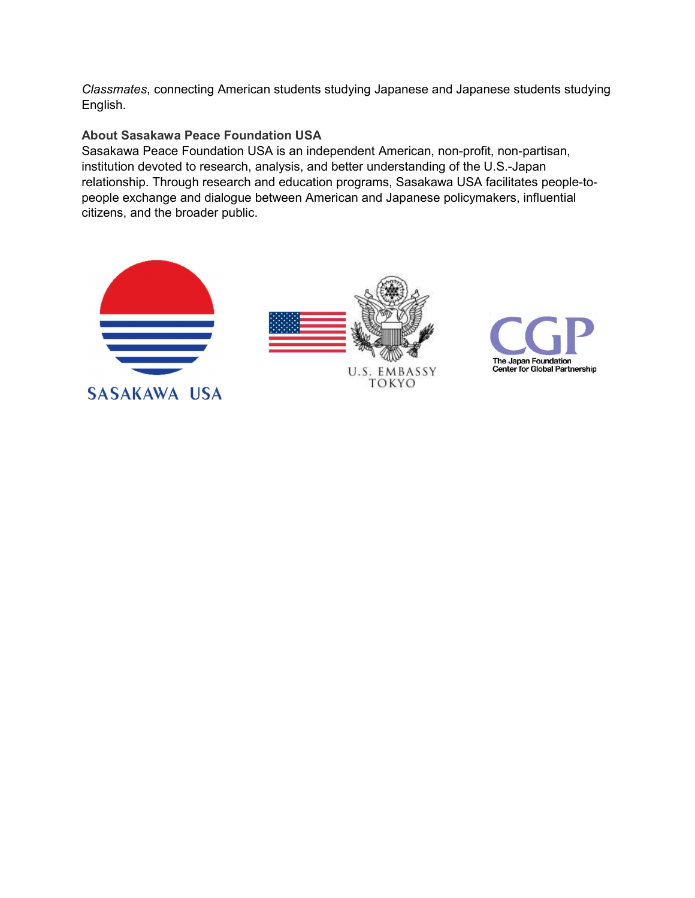*Classmates*, connecting American students studying Japanese and Japanese students studying English.

**About Sasakawa Peace Foundation USA**

Sasakawa Peace Foundation USA is an independent American, non-profit, non-partisan, institution devoted to research, analysis, and better understanding of the U.S.-Japan relationship. Through research and education programs, Sasakawa USA facilitates people-to-people exchange and dialogue between American and Japanese policymakers, influential citizens, and the broader public.

SASAKAWA USA

U.S. EMBASSY TOKYO

CGP
The Japan Foundation Center for Global Partnership